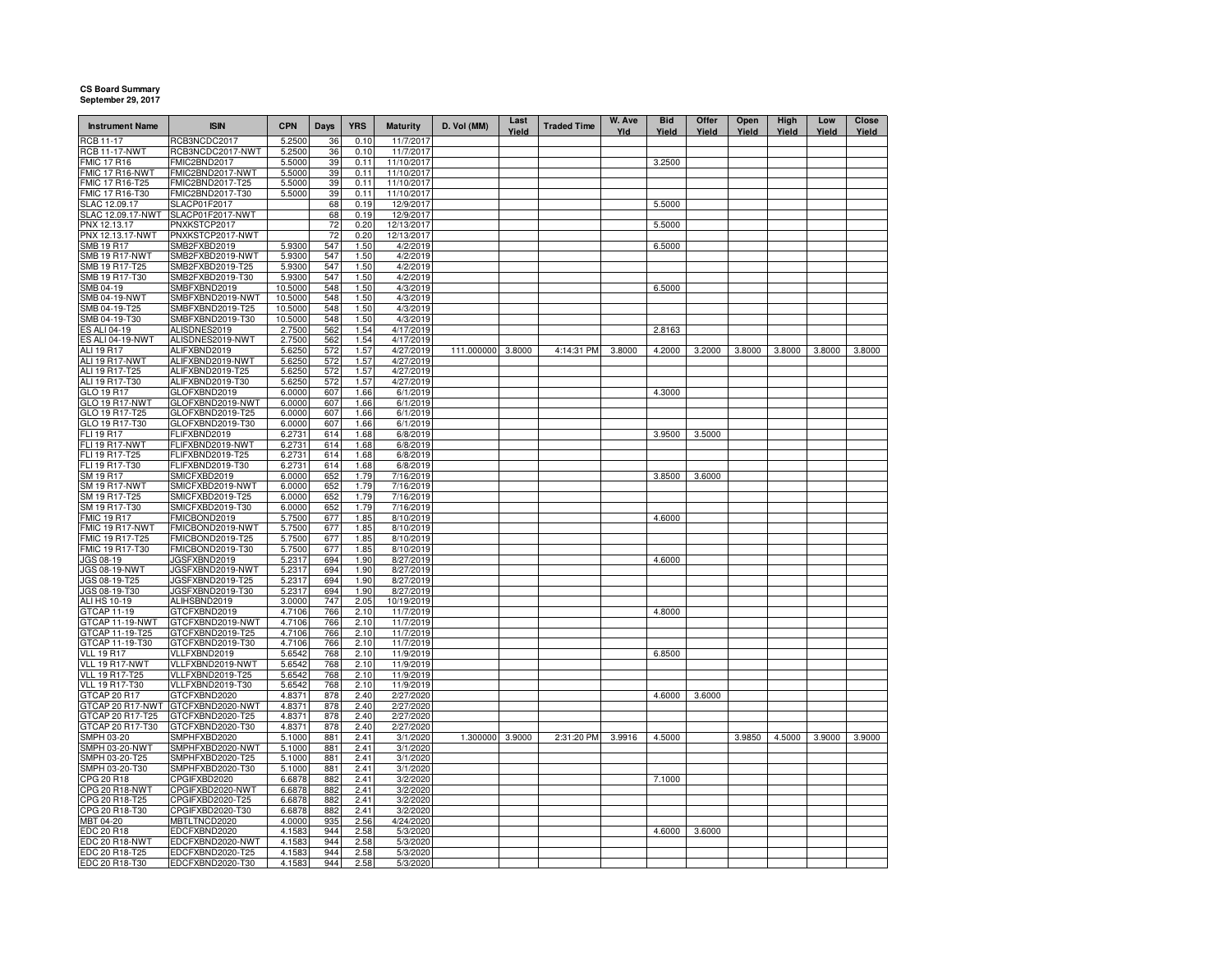**CS Board Summary**
**September 29, 2017**

| Instrument Name | ISIN | CPN | Days | YRS | Maturity | D. Vol (MM) | Last Yield | Traded Time | W. Ave Yld | Bid Yield | Offer Yield | Open Yield | High Yield | Low Yield | Close Yield |
|---|---|---|---|---|---|---|---|---|---|---|---|---|---|---|---|
| RCB 11-17 | RCB3NCDC2017 | 5.2500 | 36 | 0.10 | 11/7/2017 | | | | | | | | | | |
| RCB 11-17-NWT | RCB3NCDC2017-NWT | 5.2500 | 36 | 0.10 | 11/7/2017 | | | | | | | | | | |
| FMIC 17 R16 | FMIC2BND2017 | 5.5000 | 39 | 0.11 | 11/10/2017 | | | | | 3.2500 | | | | | |
| FMIC 17 R16-NWT | FMIC2BND2017-NWT | 5.5000 | 39 | 0.11 | 11/10/2017 | | | | | | | | | | |
| FMIC 17 R16-T25 | FMIC2BND2017-T25 | 5.5000 | 39 | 0.11 | 11/10/2017 | | | | | | | | | | |
| FMIC 17 R16-T30 | FMIC2BND2017-T30 | 5.5000 | 39 | 0.11 | 11/10/2017 | | | | | | | | | | |
| SLAC 12.09.17 | SLACP01F2017 | | 68 | 0.19 | 12/9/2017 | | | | | 5.5000 | | | | | |
| SLAC 12.09.17-NWT | SLACP01F2017-NWT | | 68 | 0.19 | 12/9/2017 | | | | | | | | | | |
| PNX 12.13.17 | PNXKSTCP2017 | | 72 | 0.20 | 12/13/2017 | | | | | 5.5000 | | | | | |
| PNX 12.13.17-NWT | PNXKSTCP2017-NWT | | 72 | 0.20 | 12/13/2017 | | | | | | | | | | |
| SMB 19 R17 | SMB2FXBD2019 | 5.9300 | 547 | 1.50 | 4/2/2019 | | | | | 6.5000 | | | | | |
| SMB 19 R17-NWT | SMB2FXBD2019-NWT | 5.9300 | 547 | 1.50 | 4/2/2019 | | | | | | | | | | |
| SMB 19 R17-T25 | SMB2FXBD2019-T25 | 5.9300 | 547 | 1.50 | 4/2/2019 | | | | | | | | | | |
| SMB 19 R17-T30 | SMB2FXBD2019-T30 | 5.9300 | 547 | 1.50 | 4/2/2019 | | | | | | | | | | |
| SMB 04-19 | SMBFXBND2019 | 10.5000 | 548 | 1.50 | 4/3/2019 | | | | | 6.5000 | | | | | |
| SMB 04-19-NWT | SMBFXBND2019-NWT | 10.5000 | 548 | 1.50 | 4/3/2019 | | | | | | | | | | |
| SMB 04-19-T25 | SMBFXBND2019-T25 | 10.5000 | 548 | 1.50 | 4/3/2019 | | | | | | | | | | |
| SMB 04-19-T30 | SMBFXBND2019-T30 | 10.5000 | 548 | 1.50 | 4/3/2019 | | | | | | | | | | |
| ES ALI 04-19 | ALISDNES2019 | 2.7500 | 562 | 1.54 | 4/17/2019 | | | | | 2.8163 | | | | | |
| ES ALI 04-19-NWT | ALISDNES2019-NWT | 2.7500 | 562 | 1.54 | 4/17/2019 | | | | | | | | | | |
| ALI 19 R17 | ALIFXBND2019 | 5.6250 | 572 | 1.57 | 4/27/2019 | 111.000000 | 3.8000 | 4:14:31 PM | 3.8000 | 4.2000 | 3.2000 | 3.8000 | 3.8000 | 3.8000 | 3.8000 |
| ALI 19 R17-NWT | ALIFXBND2019-NWT | 5.6250 | 572 | 1.57 | 4/27/2019 | | | | | | | | | | |
| ALI 19 R17-T25 | ALIFXBND2019-T25 | 5.6250 | 572 | 1.57 | 4/27/2019 | | | | | | | | | | |
| ALI 19 R17-T30 | ALIFXBND2019-T30 | 5.6250 | 572 | 1.57 | 4/27/2019 | | | | | | | | | | |
| GLO 19 R17 | GLOFXBND2019 | 6.0000 | 607 | 1.66 | 6/1/2019 | | | | | 4.3000 | | | | | |
| GLO 19 R17-NWT | GLOFXBND2019-NWT | 6.0000 | 607 | 1.66 | 6/1/2019 | | | | | | | | | | |
| GLO 19 R17-T25 | GLOFXBND2019-T25 | 6.0000 | 607 | 1.66 | 6/1/2019 | | | | | | | | | | |
| GLO 19 R17-T30 | GLOFXBND2019-T30 | 6.0000 | 607 | 1.66 | 6/1/2019 | | | | | | | | | | |
| FLI 19 R17 | FLIFXBND2019 | 6.2731 | 614 | 1.68 | 6/8/2019 | | | | | 3.9500 | 3.5000 | | | | |
| FLI 19 R17-NWT | FLIFXBND2019-NWT | 6.2731 | 614 | 1.68 | 6/8/2019 | | | | | | | | | | |
| FLI 19 R17-T25 | FLIFXBND2019-T25 | 6.2731 | 614 | 1.68 | 6/8/2019 | | | | | | | | | | |
| FLI 19 R17-T30 | FLIFXBND2019-T30 | 6.2731 | 614 | 1.68 | 6/8/2019 | | | | | | | | | | |
| SM 19 R17 | SMICFXBD2019 | 6.0000 | 652 | 1.79 | 7/16/2019 | | | | | 3.8500 | 3.6000 | | | | |
| SM 19 R17-NWT | SMICFXBD2019-NWT | 6.0000 | 652 | 1.79 | 7/16/2019 | | | | | | | | | | |
| SM 19 R17-T25 | SMICFXBD2019-T25 | 6.0000 | 652 | 1.79 | 7/16/2019 | | | | | | | | | | |
| SM 19 R17-T30 | SMICFXBD2019-T30 | 6.0000 | 652 | 1.79 | 7/16/2019 | | | | | | | | | | |
| FMIC 19 R17 | FMICBOND2019 | 5.7500 | 677 | 1.85 | 8/10/2019 | | | | | 4.6000 | | | | | |
| FMIC 19 R17-NWT | FMICBOND2019-NWT | 5.7500 | 677 | 1.85 | 8/10/2019 | | | | | | | | | | |
| FMIC 19 R17-T25 | FMICBOND2019-T25 | 5.7500 | 677 | 1.85 | 8/10/2019 | | | | | | | | | | |
| FMIC 19 R17-T30 | FMICBOND2019-T30 | 5.7500 | 677 | 1.85 | 8/10/2019 | | | | | | | | | | |
| JGS 08-19 | JGSFXBND2019 | 5.2317 | 694 | 1.90 | 8/27/2019 | | | | | 4.6000 | | | | | |
| JGS 08-19-NWT | JGSFXBND2019-NWT | 5.2317 | 694 | 1.90 | 8/27/2019 | | | | | | | | | | |
| JGS 08-19-T25 | JGSFXBND2019-T25 | 5.2317 | 694 | 1.90 | 8/27/2019 | | | | | | | | | | |
| JGS 08-19-T30 | JGSFXBND2019-T30 | 5.2317 | 694 | 1.90 | 8/27/2019 | | | | | | | | | | |
| ALI HS 10-19 | ALIHSBND2019 | 3.0000 | 747 | 2.05 | 10/19/2019 | | | | | | | | | | |
| GTCAP 11-19 | GTCFXBND2019 | 4.7106 | 766 | 2.10 | 11/7/2019 | | | | | 4.8000 | | | | | |
| GTCAP 11-19-NWT | GTCFXBND2019-NWT | 4.7106 | 766 | 2.10 | 11/7/2019 | | | | | | | | | | |
| GTCAP 11-19-T25 | GTCFXBND2019-T25 | 4.7106 | 766 | 2.10 | 11/7/2019 | | | | | | | | | | |
| GTCAP 11-19-T30 | GTCFXBND2019-T30 | 4.7106 | 766 | 2.10 | 11/7/2019 | | | | | | | | | | |
| VLL 19 R17 | VLLFXBND2019 | 5.6542 | 768 | 2.10 | 11/9/2019 | | | | | 6.8500 | | | | | |
| VLL 19 R17-NWT | VLLFXBND2019-NWT | 5.6542 | 768 | 2.10 | 11/9/2019 | | | | | | | | | | |
| VLL 19 R17-T25 | VLLFXBND2019-T25 | 5.6542 | 768 | 2.10 | 11/9/2019 | | | | | | | | | | |
| VLL 19 R17-T30 | VLLFXBND2019-T30 | 5.6542 | 768 | 2.10 | 11/9/2019 | | | | | | | | | | |
| GTCAP 20 R17 | GTCFXBND2020 | 4.8371 | 878 | 2.40 | 2/27/2020 | | | | | 4.6000 | 3.6000 | | | | |
| GTCAP 20 R17-NWT | GTCFXBND2020-NWT | 4.8371 | 878 | 2.40 | 2/27/2020 | | | | | | | | | | |
| GTCAP 20 R17-T25 | GTCFXBND2020-T25 | 4.8371 | 878 | 2.40 | 2/27/2020 | | | | | | | | | | |
| GTCAP 20 R17-T30 | GTCFXBND2020-T30 | 4.8371 | 878 | 2.40 | 2/27/2020 | | | | | | | | | | |
| SMPH 03-20 | SMPHFXBD2020 | 5.1000 | 881 | 2.41 | 3/1/2020 | 1.300000 | 3.9000 | 2:31:20 PM | 3.9916 | 4.5000 | | 3.9850 | 4.5000 | 3.9000 | 3.9000 |
| SMPH 03-20-NWT | SMPHFXBD2020-NWT | 5.1000 | 881 | 2.41 | 3/1/2020 | | | | | | | | | | |
| SMPH 03-20-T25 | SMPHFXBD2020-T25 | 5.1000 | 881 | 2.41 | 3/1/2020 | | | | | | | | | | |
| SMPH 03-20-T30 | SMPHFXBD2020-T30 | 5.1000 | 881 | 2.41 | 3/1/2020 | | | | | | | | | | |
| CPG 20 R18 | CPGIFXBD2020 | 6.6878 | 882 | 2.41 | 3/2/2020 | | | | | 7.1000 | | | | | |
| CPG 20 R18-NWT | CPGIFXBD2020-NWT | 6.6878 | 882 | 2.41 | 3/2/2020 | | | | | | | | | | |
| CPG 20 R18-T25 | CPGIFXBD2020-T25 | 6.6878 | 882 | 2.41 | 3/2/2020 | | | | | | | | | | |
| CPG 20 R18-T30 | CPGIFXBD2020-T30 | 6.6878 | 882 | 2.41 | 3/2/2020 | | | | | | | | | | |
| MBT 04-20 | MBTLTNCD2020 | 4.0000 | 935 | 2.56 | 4/24/2020 | | | | | | | | | | |
| EDC 20 R18 | EDCFXBND2020 | 4.1583 | 944 | 2.58 | 5/3/2020 | | | | | 4.6000 | 3.6000 | | | | |
| EDC 20 R18-NWT | EDCFXBND2020-NWT | 4.1583 | 944 | 2.58 | 5/3/2020 | | | | | | | | | | |
| EDC 20 R18-T25 | EDCFXBND2020-T25 | 4.1583 | 944 | 2.58 | 5/3/2020 | | | | | | | | | | |
| EDC 20 R18-T30 | EDCFXBND2020-T30 | 4.1583 | 944 | 2.58 | 5/3/2020 | | | | | | | | | | |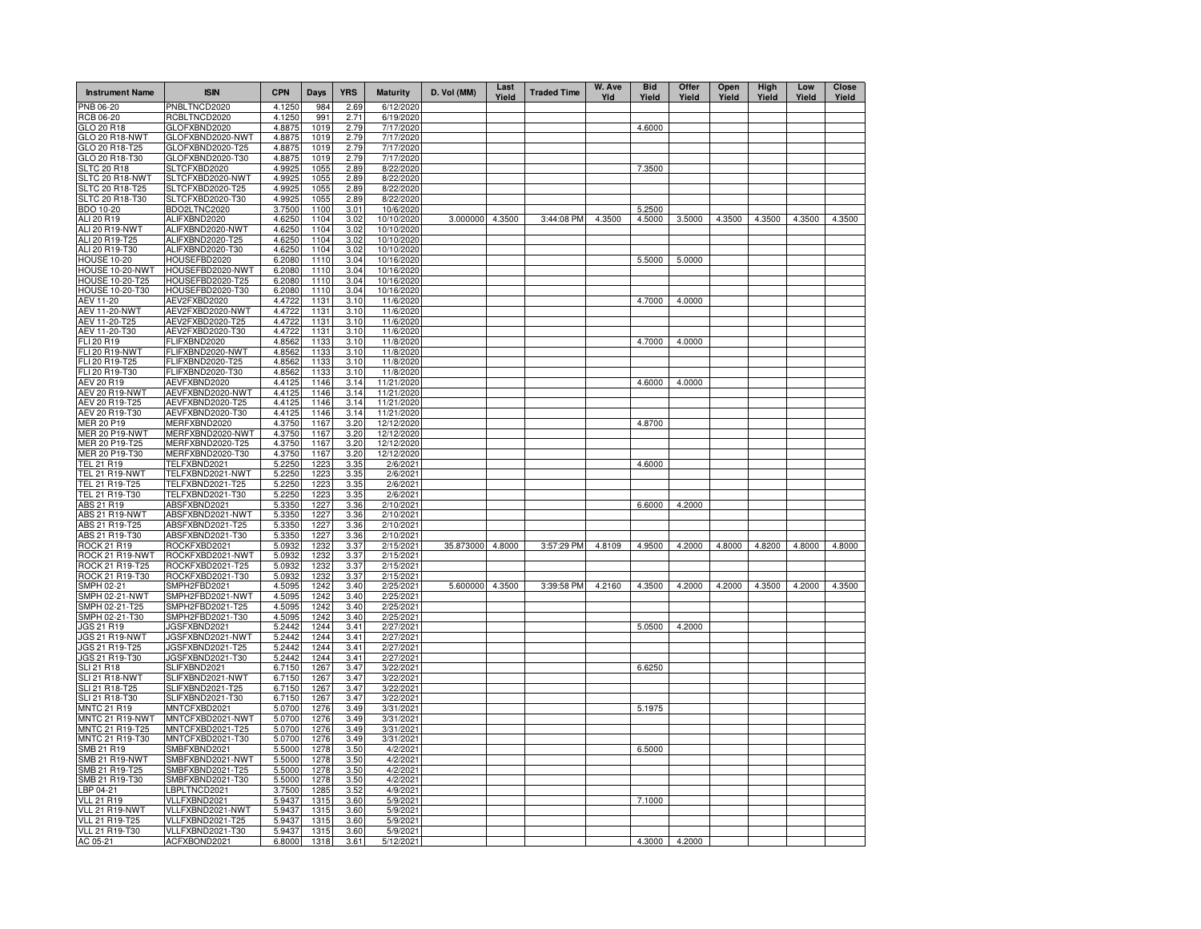| Instrument Name | ISIN | CPN | Days | YRS | Maturity | D. Vol (MM) | Last Yield | Traded Time | W. Ave Yld | Bid Yield | Offer Yield | Open Yield | High Yield | Low Yield | Close Yield |
|---|---|---|---|---|---|---|---|---|---|---|---|---|---|---|---|
| PNB 06-20 | PNBLTNCD2020 | 4.1250 | 984 | 2.69 | 6/12/2020 | | | | | | | | | | |
| RCB 06-20 | RCBLTNCD2020 | 4.1250 | 991 | 2.71 | 6/19/2020 | | | | | | | | | | |
| GLO 20 R18 | GLOFXBND2020 | 4.8875 | 1019 | 2.79 | 7/17/2020 | | | | | 4.6000 | | | | | |
| GLO 20 R18-NWT | GLOFXBND2020-NWT | 4.8875 | 1019 | 2.79 | 7/17/2020 | | | | | | | | | | |
| GLO 20 R18-T25 | GLOFXBND2020-T25 | 4.8875 | 1019 | 2.79 | 7/17/2020 | | | | | | | | | | |
| GLO 20 R18-T30 | GLOFXBND2020-T30 | 4.8875 | 1019 | 2.79 | 7/17/2020 | | | | | | | | | | |
| SLTC 20 R18 | SLTCFXBD2020 | 4.9925 | 1055 | 2.89 | 8/22/2020 | | | | | 7.3500 | | | | | |
| SLTC 20 R18-NWT | SLTCFXBD2020-NWT | 4.9925 | 1055 | 2.89 | 8/22/2020 | | | | | | | | | | |
| SLTC 20 R18-T25 | SLTCFXBD2020-T25 | 4.9925 | 1055 | 2.89 | 8/22/2020 | | | | | | | | | | |
| SLTC 20 R18-T30 | SLTCFXBD2020-T30 | 4.9925 | 1055 | 2.89 | 8/22/2020 | | | | | | | | | | |
| BDO 10-20 | BDO2LTNC2020 | 3.7500 | 1100 | 3.01 | 10/6/2020 | | | | | 5.2500 | | | | | |
| ALI 20 R19 | ALIFXBND2020 | 4.6250 | 1104 | 3.02 | 10/10/2020 | 3.000000 | 4.3500 | 3:44:08 PM | 4.3500 | 4.5000 | 3.5000 | 4.3500 | 4.3500 | 4.3500 | 4.3500 |
| ALI 20 R19-NWT | ALIFXBND2020-NWT | 4.6250 | 1104 | 3.02 | 10/10/2020 | | | | | | | | | | |
| ALI 20 R19-T25 | ALIFXBND2020-T25 | 4.6250 | 1104 | 3.02 | 10/10/2020 | | | | | | | | | | |
| ALI 20 R19-T30 | ALIFXBND2020-T30 | 4.6250 | 1104 | 3.02 | 10/10/2020 | | | | | | | | | | |
| HOUSE 10-20 | HOUSEFBD2020 | 6.2080 | 1110 | 3.04 | 10/16/2020 | | | | | 5.5000 | 5.0000 | | | | |
| HOUSE 10-20-NWT | HOUSEFBD2020-NWT | 6.2080 | 1110 | 3.04 | 10/16/2020 | | | | | | | | | | |
| HOUSE 10-20-T25 | HOUSEFBD2020-T25 | 6.2080 | 1110 | 3.04 | 10/16/2020 | | | | | | | | | | |
| HOUSE 10-20-T30 | HOUSEFBD2020-T30 | 6.2080 | 1110 | 3.04 | 10/16/2020 | | | | | | | | | | |
| AEV 11-20 | AEV2FXBD2020 | 4.4722 | 1131 | 3.10 | 11/6/2020 | | | | | 4.7000 | 4.0000 | | | | |
| AEV 11-20-NWT | AEV2FXBD2020-NWT | 4.4722 | 1131 | 3.10 | 11/6/2020 | | | | | | | | | | |
| AEV 11-20-T25 | AEV2FXBD2020-T25 | 4.4722 | 1131 | 3.10 | 11/6/2020 | | | | | | | | | | |
| AEV 11-20-T30 | AEV2FXBD2020-T30 | 4.4722 | 1131 | 3.10 | 11/6/2020 | | | | | | | | | | |
| FLI 20 R19 | FLIFXBND2020 | 4.8562 | 1133 | 3.10 | 11/8/2020 | | | | | 4.7000 | 4.0000 | | | | |
| FLI 20 R19-NWT | FLIFXBND2020-NWT | 4.8562 | 1133 | 3.10 | 11/8/2020 | | | | | | | | | | |
| FLI 20 R19-T25 | FLIFXBND2020-T25 | 4.8562 | 1133 | 3.10 | 11/8/2020 | | | | | | | | | | |
| FLI 20 R19-T30 | FLIFXBND2020-T30 | 4.8562 | 1133 | 3.10 | 11/8/2020 | | | | | | | | | | |
| AEV 20 R19 | AEVFXBND2020 | 4.4125 | 1146 | 3.14 | 11/21/2020 | | | | | 4.6000 | 4.0000 | | | | |
| AEV 20 R19-NWT | AEVFXBND2020-NWT | 4.4125 | 1146 | 3.14 | 11/21/2020 | | | | | | | | | | |
| AEV 20 R19-T25 | AEVFXBND2020-T25 | 4.4125 | 1146 | 3.14 | 11/21/2020 | | | | | | | | | | |
| AEV 20 R19-T30 | AEVFXBND2020-T30 | 4.4125 | 1146 | 3.14 | 11/21/2020 | | | | | | | | | | |
| MER 20 P19 | MERFXBND2020 | 4.3750 | 1167 | 3.20 | 12/12/2020 | | | | | 4.8700 | | | | | |
| MER 20 P19-NWT | MERFXBND2020-NWT | 4.3750 | 1167 | 3.20 | 12/12/2020 | | | | | | | | | | |
| MER 20 P19-T25 | MERFXBND2020-T25 | 4.3750 | 1167 | 3.20 | 12/12/2020 | | | | | | | | | | |
| MER 20 P19-T30 | MERFXBND2020-T30 | 4.3750 | 1167 | 3.20 | 12/12/2020 | | | | | | | | | | |
| TEL 21 R19 | TELFXBND2021 | 5.2250 | 1223 | 3.35 | 2/6/2021 | | | | | 4.6000 | | | | | |
| TEL 21 R19-NWT | TELFXBND2021-NWT | 5.2250 | 1223 | 3.35 | 2/6/2021 | | | | | | | | | | |
| TEL 21 R19-T25 | TELFXBND2021-T25 | 5.2250 | 1223 | 3.35 | 2/6/2021 | | | | | | | | | | |
| TEL 21 R19-T30 | TELFXBND2021-T30 | 5.2250 | 1223 | 3.35 | 2/6/2021 | | | | | | | | | | |
| ABS 21 R19 | ABSFXBND2021 | 5.3350 | 1227 | 3.36 | 2/10/2021 | | | | | 6.6000 | 4.2000 | | | | |
| ABS 21 R19-NWT | ABSFXBND2021-NWT | 5.3350 | 1227 | 3.36 | 2/10/2021 | | | | | | | | | | |
| ABS 21 R19-T25 | ABSFXBND2021-T25 | 5.3350 | 1227 | 3.36 | 2/10/2021 | | | | | | | | | | |
| ABS 21 R19-T30 | ABSFXBND2021-T30 | 5.3350 | 1227 | 3.36 | 2/10/2021 | | | | | | | | | | |
| ROCK 21 R19 | ROCKFXBD2021 | 5.0932 | 1232 | 3.37 | 2/15/2021 | 35.873000 | 4.8000 | 3:57:29 PM | 4.8109 | 4.9500 | 4.2000 | 4.8000 | 4.8200 | 4.8000 | 4.8000 |
| ROCK 21 R19-NWT | ROCKFXBD2021-NWT | 5.0932 | 1232 | 3.37 | 2/15/2021 | | | | | | | | | | |
| ROCK 21 R19-T25 | ROCKFXBD2021-T25 | 5.0932 | 1232 | 3.37 | 2/15/2021 | | | | | | | | | | |
| ROCK 21 R19-T30 | ROCKFXBD2021-T30 | 5.0932 | 1232 | 3.37 | 2/15/2021 | | | | | | | | | | |
| SMPH 02-21 | SMPH2FBD2021 | 4.5095 | 1242 | 3.40 | 2/25/2021 | 5.600000 | 4.3500 | 3:39:58 PM | 4.2160 | 4.3500 | 4.2000 | 4.2000 | 4.3500 | 4.2000 | 4.3500 |
| SMPH 02-21-NWT | SMPH2FBD2021-NWT | 4.5095 | 1242 | 3.40 | 2/25/2021 | | | | | | | | | | |
| SMPH 02-21-T25 | SMPH2FBD2021-T25 | 4.5095 | 1242 | 3.40 | 2/25/2021 | | | | | | | | | | |
| SMPH 02-21-T30 | SMPH2FBD2021-T30 | 4.5095 | 1242 | 3.40 | 2/25/2021 | | | | | | | | | | |
| JGS 21 R19 | JGSFXBND2021 | 5.2442 | 1244 | 3.41 | 2/27/2021 | | | | | 5.0500 | 4.2000 | | | | |
| JGS 21 R19-NWT | JGSFXBND2021-NWT | 5.2442 | 1244 | 3.41 | 2/27/2021 | | | | | | | | | | |
| JGS 21 R19-T25 | JGSFXBND2021-T25 | 5.2442 | 1244 | 3.41 | 2/27/2021 | | | | | | | | | | |
| JGS 21 R19-T30 | JGSFXBND2021-T30 | 5.2442 | 1244 | 3.41 | 2/27/2021 | | | | | | | | | | |
| SLI 21 R18 | SLIFXBND2021 | 6.7150 | 1267 | 3.47 | 3/22/2021 | | | | | 6.6250 | | | | | |
| SLI 21 R18-NWT | SLIFXBND2021-NWT | 6.7150 | 1267 | 3.47 | 3/22/2021 | | | | | | | | | | |
| SLI 21 R18-T25 | SLIFXBND2021-T25 | 6.7150 | 1267 | 3.47 | 3/22/2021 | | | | | | | | | | |
| SLI 21 R18-T30 | SLIFXBND2021-T30 | 6.7150 | 1267 | 3.47 | 3/22/2021 | | | | | | | | | | |
| MNTC 21 R19 | MNTCFXBD2021 | 5.0700 | 1276 | 3.49 | 3/31/2021 | | | | | 5.1975 | | | | | |
| MNTC 21 R19-NWT | MNTCFXBD2021-NWT | 5.0700 | 1276 | 3.49 | 3/31/2021 | | | | | | | | | | |
| MNTC 21 R19-T25 | MNTCFXBD2021-T25 | 5.0700 | 1276 | 3.49 | 3/31/2021 | | | | | | | | | | |
| MNTC 21 R19-T30 | MNTCFXBD2021-T30 | 5.0700 | 1276 | 3.49 | 3/31/2021 | | | | | | | | | | |
| SMB 21 R19 | SMBFXBND2021 | 5.5000 | 1278 | 3.50 | 4/2/2021 | | | | | 6.5000 | | | | | |
| SMB 21 R19-NWT | SMBFXBND2021-NWT | 5.5000 | 1278 | 3.50 | 4/2/2021 | | | | | | | | | | |
| SMB 21 R19-T25 | SMBFXBND2021-T25 | 5.5000 | 1278 | 3.50 | 4/2/2021 | | | | | | | | | | |
| SMB 21 R19-T30 | SMBFXBND2021-T30 | 5.5000 | 1278 | 3.50 | 4/2/2021 | | | | | | | | | | |
| LBP 04-21 | LBPLTNCD2021 | 3.7500 | 1285 | 3.52 | 4/9/2021 | | | | | | | | | | |
| VLL 21 R19 | VLLFXBND2021 | 5.9437 | 1315 | 3.60 | 5/9/2021 | | | | | 7.1000 | | | | | |
| VLL 21 R19-NWT | VLLFXBND2021-NWT | 5.9437 | 1315 | 3.60 | 5/9/2021 | | | | | | | | | | |
| VLL 21 R19-T25 | VLLFXBND2021-T25 | 5.9437 | 1315 | 3.60 | 5/9/2021 | | | | | | | | | | |
| VLL 21 R19-T30 | VLLFXBND2021-T30 | 5.9437 | 1315 | 3.60 | 5/9/2021 | | | | | | | | | | |
| AC 05-21 | ACFXBOND2021 | 6.8000 | 1318 | 3.61 | 5/12/2021 | | | | | 4.3000 | 4.2000 | | | | |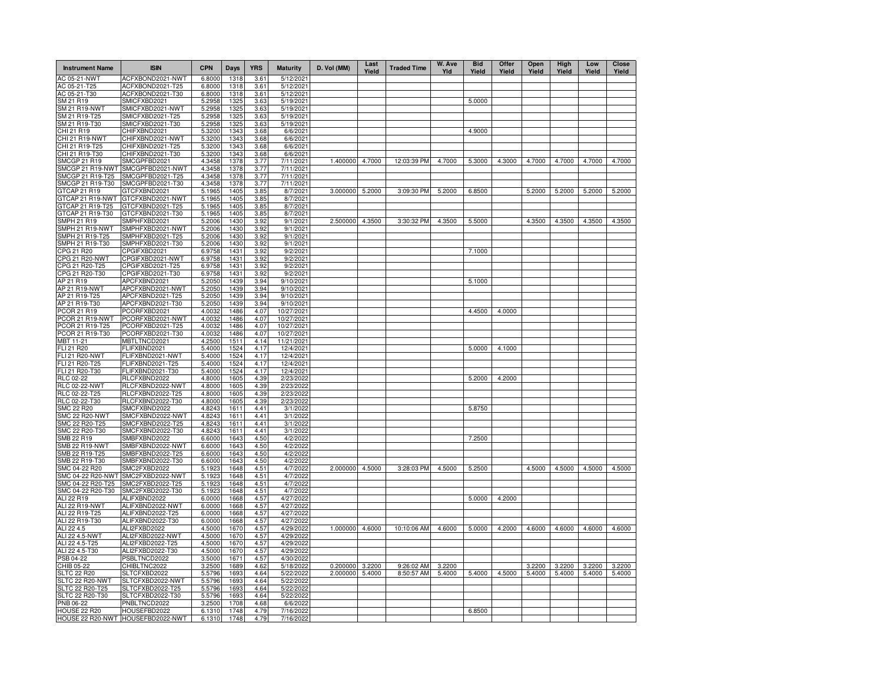| Instrument Name | ISIN | CPN | Days | YRS | Maturity | D. Vol (MM) | Last Yield | Traded Time | W. Ave Yld | Bid Yield | Offer Yield | Open Yield | High Yield | Low Yield | Close Yield |
|---|---|---|---|---|---|---|---|---|---|---|---|---|---|---|---|
| AC 05-21-NWT | ACFXBOND2021-NWT | 6.8000 | 1318 | 3.61 | 5/12/2021 | | | | | | | | | | |
| AC 05-21-T25 | ACFXBOND2021-T25 | 6.8000 | 1318 | 3.61 | 5/12/2021 | | | | | | | | | | |
| AC 05-21-T30 | ACFXBOND2021-T30 | 6.8000 | 1318 | 3.61 | 5/12/2021 | | | | | | | | | | |
| SM 21 R19 | SMICFXBD2021 | 5.2958 | 1325 | 3.63 | 5/19/2021 | | | | | 5.0000 | | | | | |
| SM 21 R19-NWT | SMICFXBD2021-NWT | 5.2958 | 1325 | 3.63 | 5/19/2021 | | | | | | | | | | |
| SM 21 R19-T25 | SMICFXBD2021-T25 | 5.2958 | 1325 | 3.63 | 5/19/2021 | | | | | | | | | | |
| SM 21 R19-T30 | SMICFXBD2021-T30 | 5.2958 | 1325 | 3.63 | 5/19/2021 | | | | | | | | | | |
| CHI 21 R19 | CHIFXBND2021 | 5.3200 | 1343 | 3.68 | 6/6/2021 | | | | | 4.9000 | | | | | |
| CHI 21 R19-NWT | CHIFXBND2021-NWT | 5.3200 | 1343 | 3.68 | 6/6/2021 | | | | | | | | | | |
| CHI 21 R19-T25 | CHIFXBND2021-T25 | 5.3200 | 1343 | 3.68 | 6/6/2021 | | | | | | | | | | |
| CHI 21 R19-T30 | CHIFXBND2021-T30 | 5.3200 | 1343 | 3.68 | 6/6/2021 | | | | | | | | | | |
| SMCGP 21 R19 | SMCGPFBD2021 | 4.3458 | 1378 | 3.77 | 7/11/2021 | 1.400000 | 4.7000 | 12:03:39 PM | 4.7000 | 5.3000 | 4.3000 | 4.7000 | 4.7000 | 4.7000 | 4.7000 |
| SMCGP 21 R19-NWT | SMCGPFBD2021-NWT | 4.3458 | 1378 | 3.77 | 7/11/2021 | | | | | | | | | | |
| SMCGP 21 R19-T25 | SMCGPFBD2021-T25 | 4.3458 | 1378 | 3.77 | 7/11/2021 | | | | | | | | | | |
| SMCGP 21 R19-T30 | SMCGPFBD2021-T30 | 4.3458 | 1378 | 3.77 | 7/11/2021 | | | | | | | | | | |
| GTCAP 21 R19 | GTCFXBND2021 | 5.1965 | 1405 | 3.85 | 8/7/2021 | 3.000000 | 5.2000 | 3:09:30 PM | 5.2000 | 6.8500 | | 5.2000 | 5.2000 | 5.2000 | 5.2000 |
| GTCAP 21 R19-NWT | GTCFXBND2021-NWT | 5.1965 | 1405 | 3.85 | 8/7/2021 | | | | | | | | | | |
| GTCAP 21 R19-T25 | GTCFXBND2021-T25 | 5.1965 | 1405 | 3.85 | 8/7/2021 | | | | | | | | | | |
| GTCAP 21 R19-T30 | GTCFXBND2021-T30 | 5.1965 | 1405 | 3.85 | 8/7/2021 | | | | | | | | | | |
| SMPH 21 R19 | SMPHFXBD2021 | 5.2006 | 1430 | 3.92 | 9/1/2021 | 2.500000 | 4.3500 | 3:30:32 PM | 4.3500 | 5.5000 | | 4.3500 | 4.3500 | 4.3500 | 4.3500 |
| SMPH 21 R19-NWT | SMPHFXBD2021-NWT | 5.2006 | 1430 | 3.92 | 9/1/2021 | | | | | | | | | | |
| SMPH 21 R19-T25 | SMPHFXBD2021-T25 | 5.2006 | 1430 | 3.92 | 9/1/2021 | | | | | | | | | | |
| SMPH 21 R19-T30 | SMPHFXBD2021-T30 | 5.2006 | 1430 | 3.92 | 9/1/2021 | | | | | | | | | | |
| CPG 21 R20 | CPGIFXBD2021 | 6.9758 | 1431 | 3.92 | 9/2/2021 | | | | | 7.1000 | | | | | |
| CPG 21 R20-NWT | CPGIFXBD2021-NWT | 6.9758 | 1431 | 3.92 | 9/2/2021 | | | | | | | | | | |
| CPG 21 R20-T25 | CPGIFXBD2021-T25 | 6.9758 | 1431 | 3.92 | 9/2/2021 | | | | | | | | | | |
| CPG 21 R20-T30 | CPGIFXBD2021-T30 | 6.9758 | 1431 | 3.92 | 9/2/2021 | | | | | | | | | | |
| AP 21 R19 | APCFXBND2021 | 5.2050 | 1439 | 3.94 | 9/10/2021 | | | | | 5.1000 | | | | | |
| AP 21 R19-NWT | APCFXBND2021-NWT | 5.2050 | 1439 | 3.94 | 9/10/2021 | | | | | | | | | | |
| AP 21 R19-T25 | APCFXBND2021-T25 | 5.2050 | 1439 | 3.94 | 9/10/2021 | | | | | | | | | | |
| AP 21 R19-T30 | APCFXBND2021-T30 | 5.2050 | 1439 | 3.94 | 9/10/2021 | | | | | | | | | | |
| PCOR 21 R19 | PCORFXBD2021 | 4.0032 | 1486 | 4.07 | 10/27/2021 | | | | | 4.4500 | 4.0000 | | | | |
| PCOR 21 R19-NWT | PCORFXBD2021-NWT | 4.0032 | 1486 | 4.07 | 10/27/2021 | | | | | | | | | | |
| PCOR 21 R19-T25 | PCORFXBD2021-T25 | 4.0032 | 1486 | 4.07 | 10/27/2021 | | | | | | | | | | |
| PCOR 21 R19-T30 | PCORFXBD2021-T30 | 4.0032 | 1486 | 4.07 | 10/27/2021 | | | | | | | | | | |
| MBT 11-21 | MBTLTNCD2021 | 4.2500 | 1511 | 4.14 | 11/21/2021 | | | | | | | | | | |
| FLI 21 R20 | FLIFXBND2021 | 5.4000 | 1524 | 4.17 | 12/4/2021 | | | | | 5.0000 | 4.1000 | | | | |
| FLI 21 R20-NWT | FLIFXBND2021-NWT | 5.4000 | 1524 | 4.17 | 12/4/2021 | | | | | | | | | | |
| FLI 21 R20-T25 | FLIFXBND2021-T25 | 5.4000 | 1524 | 4.17 | 12/4/2021 | | | | | | | | | | |
| FLI 21 R20-T30 | FLIFXBND2021-T30 | 5.4000 | 1524 | 4.17 | 12/4/2021 | | | | | | | | | | |
| RLC 02-22 | RLCFXBND2022 | 4.8000 | 1605 | 4.39 | 2/23/2022 | | | | | 5.2000 | 4.2000 | | | | |
| RLC 02-22-NWT | RLCFXBND2022-NWT | 4.8000 | 1605 | 4.39 | 2/23/2022 | | | | | | | | | | |
| RLC 02-22-T25 | RLCFXBND2022-T25 | 4.8000 | 1605 | 4.39 | 2/23/2022 | | | | | | | | | | |
| RLC 02-22-T30 | RLCFXBND2022-T30 | 4.8000 | 1605 | 4.39 | 2/23/2022 | | | | | | | | | | |
| SMC 22 R20 | SMCFXBND2022 | 4.8243 | 1611 | 4.41 | 3/1/2022 | | | | | 5.8750 | | | | | |
| SMC 22 R20-NWT | SMCFXBND2022-NWT | 4.8243 | 1611 | 4.41 | 3/1/2022 | | | | | | | | | | |
| SMC 22 R20-T25 | SMCFXBND2022-T25 | 4.8243 | 1611 | 4.41 | 3/1/2022 | | | | | | | | | | |
| SMC 22 R20-T30 | SMCFXBND2022-T30 | 4.8243 | 1611 | 4.41 | 3/1/2022 | | | | | | | | | | |
| SMB 22 R19 | SMBFXBND2022 | 6.6000 | 1643 | 4.50 | 4/2/2022 | | | | | 7.2500 | | | | | |
| SMB 22 R19-NWT | SMBFXBND2022-NWT | 6.6000 | 1643 | 4.50 | 4/2/2022 | | | | | | | | | | |
| SMB 22 R19-T25 | SMBFXBND2022-T25 | 6.6000 | 1643 | 4.50 | 4/2/2022 | | | | | | | | | | |
| SMB 22 R19-T30 | SMBFXBND2022-T30 | 6.6000 | 1643 | 4.50 | 4/2/2022 | | | | | | | | | | |
| SMC 04-22 R20 | SMC2FXBD2022 | 5.1923 | 1648 | 4.51 | 4/7/2022 | 2.000000 | 4.5000 | 3:28:03 PM | 4.5000 | 5.2500 | | 4.5000 | 4.5000 | 4.5000 | 4.5000 |
| SMC 04-22 R20-NWT | SMC2FXBD2022-NWT | 5.1923 | 1648 | 4.51 | 4/7/2022 | | | | | | | | | | |
| SMC 04-22 R20-T25 | SMC2FXBD2022-T25 | 5.1923 | 1648 | 4.51 | 4/7/2022 | | | | | | | | | | |
| SMC 04-22 R20-T30 | SMC2FXBD2022-T30 | 5.1923 | 1648 | 4.51 | 4/7/2022 | | | | | | | | | | |
| ALI 22 R19 | ALIFXBND2022 | 6.0000 | 1668 | 4.57 | 4/27/2022 | | | | | 5.0000 | 4.2000 | | | | |
| ALI 22 R19-NWT | ALIFXBND2022-NWT | 6.0000 | 1668 | 4.57 | 4/27/2022 | | | | | | | | | | |
| ALI 22 R19-T25 | ALIFXBND2022-T25 | 6.0000 | 1668 | 4.57 | 4/27/2022 | | | | | | | | | | |
| ALI 22 R19-T30 | ALIFXBND2022-T30 | 6.0000 | 1668 | 4.57 | 4/27/2022 | | | | | | | | | | |
| ALI 22 4.5 | ALI2FXBD2022 | 4.5000 | 1670 | 4.57 | 4/29/2022 | 1.000000 | 4.6000 | 10:10:06 AM | 4.6000 | 5.0000 | 4.2000 | 4.6000 | 4.6000 | 4.6000 | 4.6000 |
| ALI 22 4.5-NWT | ALI2FXBD2022-NWT | 4.5000 | 1670 | 4.57 | 4/29/2022 | | | | | | | | | | |
| ALI 22 4.5-T25 | ALI2FXBD2022-T25 | 4.5000 | 1670 | 4.57 | 4/29/2022 | | | | | | | | | | |
| ALI 22 4.5-T30 | ALI2FXBD2022-T30 | 4.5000 | 1670 | 4.57 | 4/29/2022 | | | | | | | | | | |
| PSB 04-22 | PSBLTNCD2022 | 3.5000 | 1671 | 4.57 | 4/30/2022 | | | | | | | | | | |
| CHIB 05-22 | CHIBLTNC2022 | 3.2500 | 1689 | 4.62 | 5/18/2022 | 0.200000 | 3.2200 | 9:26:02 AM | 3.2200 | | | 3.2200 | 3.2200 | 3.2200 | 3.2200 |
| SLTC 22 R20 | SLTCFXBD2022 | 5.5796 | 1693 | 4.64 | 5/22/2022 | 2.000000 | 5.4000 | 8:50:57 AM | 5.4000 | 5.4000 | 4.5000 | 5.4000 | 5.4000 | 5.4000 | 5.4000 |
| SLTC 22 R20-NWT | SLTCFXBD2022-NWT | 5.5796 | 1693 | 4.64 | 5/22/2022 | | | | | | | | | | |
| SLTC 22 R20-T25 | SLTCFXBD2022-T25 | 5.5796 | 1693 | 4.64 | 5/22/2022 | | | | | | | | | | |
| SLTC 22 R20-T30 | SLTCFXBD2022-T30 | 5.5796 | 1693 | 4.64 | 5/22/2022 | | | | | | | | | | |
| PNB 06-22 | PNBLTNCD2022 | 3.2500 | 1708 | 4.68 | 6/6/2022 | | | | | | | | | | |
| HOUSE 22 R20 | HOUSEFBD2022 | 6.1310 | 1748 | 4.79 | 7/16/2022 | | | | | 6.8500 | | | | | |
| HOUSE 22 R20-NWT | HOUSEFBD2022-NWT | 6.1310 | 1748 | 4.79 | 7/16/2022 | | | | | | | | | | |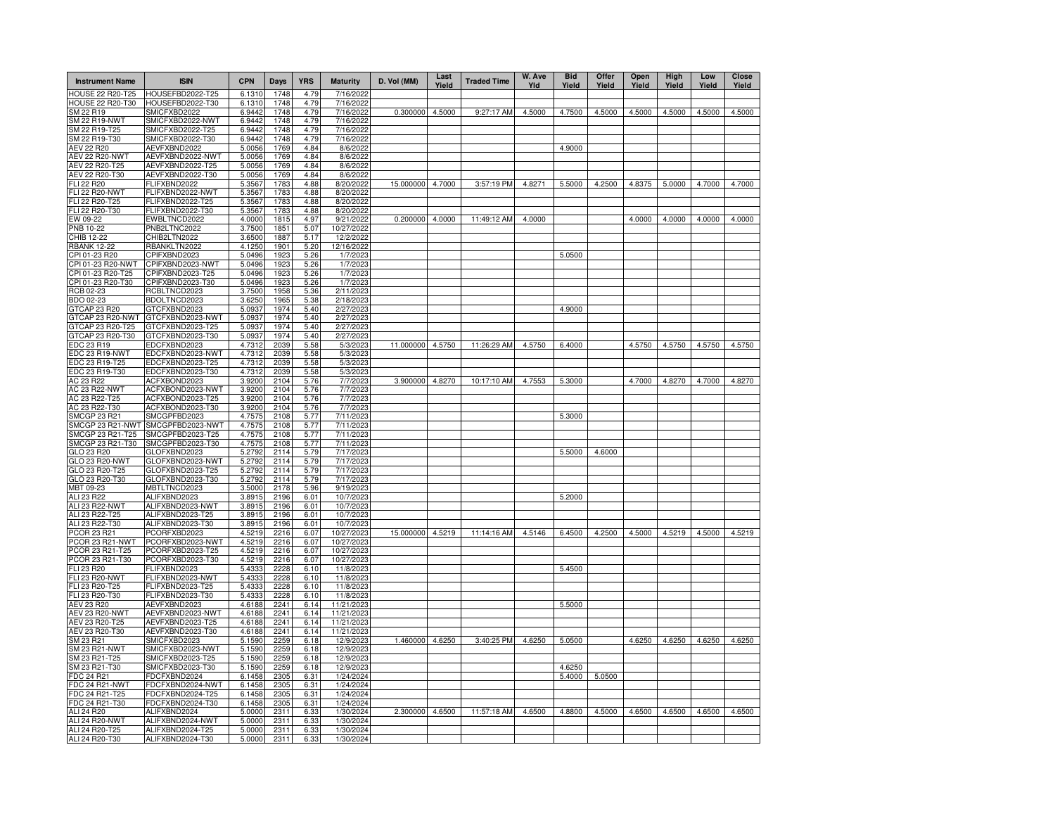| Instrument Name | ISIN | CPN | Days | YRS | Maturity | D. Vol (MM) | Last Yield | Traded Time | W. Ave Yld | Bid Yield | Offer Yield | Open Yield | High Yield | Low Yield | Close Yield |
|---|---|---|---|---|---|---|---|---|---|---|---|---|---|---|---|
| HOUSE 22 R20-T25 | HOUSEFBD2022-T25 | 6.1310 | 1748 | 4.79 | 7/16/2022 | | | | | | | | | | |
| HOUSE 22 R20-T30 | HOUSEFBD2022-T30 | 6.1310 | 1748 | 4.79 | 7/16/2022 | | | | | | | | | | |
| SM 22 R19 | SMICFXBD2022 | 6.9442 | 1748 | 4.79 | 7/16/2022 | 0.300000 | 4.5000 | 9:27:17 AM | 4.5000 | 4.7500 | 4.5000 | 4.5000 | 4.5000 | 4.5000 | 4.5000 |
| SM 22 R19-NWT | SMICFXBD2022-NWT | 6.9442 | 1748 | 4.79 | 7/16/2022 | | | | | | | | | | |
| SM 22 R19-T25 | SMICFXBD2022-T25 | 6.9442 | 1748 | 4.79 | 7/16/2022 | | | | | | | | | | |
| SM 22 R19-T30 | SMICFXBD2022-T30 | 6.9442 | 1748 | 4.79 | 7/16/2022 | | | | | | | | | | |
| AEV 22 R20 | AEVFXBND2022 | 5.0056 | 1769 | 4.84 | 8/6/2022 | | | | | 4.9000 | | | | | |
| AEV 22 R20-NWT | AEVFXBND2022-NWT | 5.0056 | 1769 | 4.84 | 8/6/2022 | | | | | | | | | | |
| AEV 22 R20-T25 | AEVFXBND2022-T25 | 5.0056 | 1769 | 4.84 | 8/6/2022 | | | | | | | | | | |
| AEV 22 R20-T30 | AEVFXBND2022-T30 | 5.0056 | 1769 | 4.84 | 8/6/2022 | | | | | | | | | | |
| FLI 22 R20 | FLIFXBND2022 | 5.3567 | 1783 | 4.88 | 8/20/2022 | 15.000000 | 4.7000 | 3:57:19 PM | 4.8271 | 5.5000 | 4.2500 | 4.8375 | 5.0000 | 4.7000 | 4.7000 |
| FLI 22 R20-NWT | FLIFXBND2022-NWT | 5.3567 | 1783 | 4.88 | 8/20/2022 | | | | | | | | | | |
| FLI 22 R20-T25 | FLIFXBND2022-T25 | 5.3567 | 1783 | 4.88 | 8/20/2022 | | | | | | | | | | |
| FLI 22 R20-T30 | FLIFXBND2022-T30 | 5.3567 | 1783 | 4.88 | 8/20/2022 | | | | | | | | | | |
| EW 09-22 | EWBLTNCD2022 | 4.0000 | 1815 | 4.97 | 9/21/2022 | 0.200000 | 4.0000 | 11:49:12 AM | 4.0000 | | | 4.0000 | 4.0000 | 4.0000 | 4.0000 |
| PNB 10-22 | PNB2LTNC2022 | 3.7500 | 1851 | 5.07 | 10/27/2022 | | | | | | | | | | |
| CHIB 12-22 | CHIB2LTN2022 | 3.6500 | 1887 | 5.17 | 12/2/2022 | | | | | | | | | | |
| RBANK 12-22 | RBANKLTN2022 | 4.1250 | 1901 | 5.20 | 12/16/2022 | | | | | | | | | | |
| CPI 01-23 R20 | CPIFXBND2023 | 5.0496 | 1923 | 5.26 | 1/7/2023 | | | | | 5.0500 | | | | | |
| CPI 01-23 R20-NWT | CPIFXBND2023-NWT | 5.0496 | 1923 | 5.26 | 1/7/2023 | | | | | | | | | | |
| CPI 01-23 R20-T25 | CPIFXBND2023-T25 | 5.0496 | 1923 | 5.26 | 1/7/2023 | | | | | | | | | | |
| CPI 01-23 R20-T30 | CPIFXBND2023-T30 | 5.0496 | 1923 | 5.26 | 1/7/2023 | | | | | | | | | | |
| RCB 02-23 | RCBLTNCD2023 | 3.7500 | 1958 | 5.36 | 2/11/2023 | | | | | | | | | | |
| BDO 02-23 | BDOLTNCD2023 | 3.6250 | 1965 | 5.38 | 2/18/2023 | | | | | | | | | | |
| GTCAP 23 R20 | GTCFXBND2023 | 5.0937 | 1974 | 5.40 | 2/27/2023 | | | | | 4.9000 | | | | | |
| GTCAP 23 R20-NWT | GTCFXBND2023-NWT | 5.0937 | 1974 | 5.40 | 2/27/2023 | | | | | | | | | | |
| GTCAP 23 R20-T25 | GTCFXBND2023-T25 | 5.0937 | 1974 | 5.40 | 2/27/2023 | | | | | | | | | | |
| GTCAP 23 R20-T30 | GTCFXBND2023-T30 | 5.0937 | 1974 | 5.40 | 2/27/2023 | | | | | | | | | | |
| EDC 23 R19 | EDCFXBND2023 | 4.7312 | 2039 | 5.58 | 5/3/2023 | 11.000000 | 4.5750 | 11:26:29 AM | 4.5750 | 6.4000 | | 4.5750 | 4.5750 | 4.5750 | 4.5750 |
| EDC 23 R19-NWT | EDCFXBND2023-NWT | 4.7312 | 2039 | 5.58 | 5/3/2023 | | | | | | | | | | |
| EDC 23 R19-T25 | EDCFXBND2023-T25 | 4.7312 | 2039 | 5.58 | 5/3/2023 | | | | | | | | | | |
| EDC 23 R19-T30 | EDCFXBND2023-T30 | 4.7312 | 2039 | 5.58 | 5/3/2023 | | | | | | | | | | |
| AC 23 R22 | ACFXBOND2023 | 3.9200 | 2104 | 5.76 | 7/7/2023 | 3.900000 | 4.8270 | 10:17:10 AM | 4.7553 | 5.3000 | | 4.7000 | 4.8270 | 4.7000 | 4.8270 |
| AC 23 R22-NWT | ACFXBOND2023-NWT | 3.9200 | 2104 | 5.76 | 7/7/2023 | | | | | | | | | | |
| AC 23 R22-T25 | ACFXBOND2023-T25 | 3.9200 | 2104 | 5.76 | 7/7/2023 | | | | | | | | | | |
| AC 23 R22-T30 | ACFXBOND2023-T30 | 3.9200 | 2104 | 5.76 | 7/7/2023 | | | | | | | | | | |
| SMCGP 23 R21 | SMCGPFBD2023 | 4.7575 | 2108 | 5.77 | 7/11/2023 | | | | | 5.3000 | | | | | |
| SMCGP 23 R21-NWT | SMCGPFBD2023-NWT | 4.7575 | 2108 | 5.77 | 7/11/2023 | | | | | | | | | | |
| SMCGP 23 R21-T25 | SMCGPFBD2023-T25 | 4.7575 | 2108 | 5.77 | 7/11/2023 | | | | | | | | | | |
| SMCGP 23 R21-T30 | SMCGPFBD2023-T30 | 4.7575 | 2108 | 5.77 | 7/11/2023 | | | | | | | | | | |
| GLO 23 R20 | GLOFXBND2023 | 5.2792 | 2114 | 5.79 | 7/17/2023 | | | | | 5.5000 | 4.6000 | | | | |
| GLO 23 R20-NWT | GLOFXBND2023-NWT | 5.2792 | 2114 | 5.79 | 7/17/2023 | | | | | | | | | | |
| GLO 23 R20-T25 | GLOFXBND2023-T25 | 5.2792 | 2114 | 5.79 | 7/17/2023 | | | | | | | | | | |
| GLO 23 R20-T30 | GLOFXBND2023-T30 | 5.2792 | 2114 | 5.79 | 7/17/2023 | | | | | | | | | | |
| MBT 09-23 | MBTLTNCD2023 | 3.5000 | 2178 | 5.96 | 9/19/2023 | | | | | | | | | | |
| ALI 23 R22 | ALIFXBND2023 | 3.8915 | 2196 | 6.01 | 10/7/2023 | | | | | 5.2000 | | | | | |
| ALI 23 R22-NWT | ALIFXBND2023-NWT | 3.8915 | 2196 | 6.01 | 10/7/2023 | | | | | | | | | | |
| ALI 23 R22-T25 | ALIFXBND2023-T25 | 3.8915 | 2196 | 6.01 | 10/7/2023 | | | | | | | | | | |
| ALI 23 R22-T30 | ALIFXBND2023-T30 | 3.8915 | 2196 | 6.01 | 10/7/2023 | | | | | | | | | | |
| PCOR 23 R21 | PCORFXBD2023 | 4.5219 | 2216 | 6.07 | 10/27/2023 | 15.000000 | 4.5219 | 11:14:16 AM | 4.5146 | 6.4500 | 4.2500 | 4.5000 | 4.5219 | 4.5000 | 4.5219 |
| PCOR 23 R21-NWT | PCORFXBD2023-NWT | 4.5219 | 2216 | 6.07 | 10/27/2023 | | | | | | | | | | |
| PCOR 23 R21-T25 | PCORFXBD2023-T25 | 4.5219 | 2216 | 6.07 | 10/27/2023 | | | | | | | | | | |
| PCOR 23 R21-T30 | PCORFXBD2023-T30 | 4.5219 | 2216 | 6.07 | 10/27/2023 | | | | | | | | | | |
| FLI 23 R20 | FLIFXBND2023 | 5.4333 | 2228 | 6.10 | 11/8/2023 | | | | | 5.4500 | | | | | |
| FLI 23 R20-NWT | FLIFXBND2023-NWT | 5.4333 | 2228 | 6.10 | 11/8/2023 | | | | | | | | | | |
| FLI 23 R20-T25 | FLIFXBND2023-T25 | 5.4333 | 2228 | 6.10 | 11/8/2023 | | | | | | | | | | |
| FLI 23 R20-T30 | FLIFXBND2023-T30 | 5.4333 | 2228 | 6.10 | 11/8/2023 | | | | | | | | | | |
| AEV 23 R20 | AEVFXBND2023 | 4.6188 | 2241 | 6.14 | 11/21/2023 | | | | | 5.5000 | | | | | |
| AEV 23 R20-NWT | AEVFXBND2023-NWT | 4.6188 | 2241 | 6.14 | 11/21/2023 | | | | | | | | | | |
| AEV 23 R20-T25 | AEVFXBND2023-T25 | 4.6188 | 2241 | 6.14 | 11/21/2023 | | | | | | | | | | |
| AEV 23 R20-T30 | AEVFXBND2023-T30 | 4.6188 | 2241 | 6.14 | 11/21/2023 | | | | | | | | | | |
| SM 23 R21 | SMICFXBD2023 | 5.1590 | 2259 | 6.18 | 12/9/2023 | 1.460000 | 4.6250 | 3:40:25 PM | 4.6250 | 5.0500 | | 4.6250 | 4.6250 | 4.6250 | 4.6250 |
| SM 23 R21-NWT | SMICFXBD2023-NWT | 5.1590 | 2259 | 6.18 | 12/9/2023 | | | | | | | | | | |
| SM 23 R21-T25 | SMICFXBD2023-T25 | 5.1590 | 2259 | 6.18 | 12/9/2023 | | | | | | | | | | |
| SM 23 R21-T30 | SMICFXBD2023-T30 | 5.1590 | 2259 | 6.18 | 12/9/2023 | | | | | 4.6250 | | | | | |
| FDC 24 R21 | FDCFXBND2024 | 6.1458 | 2305 | 6.31 | 1/24/2024 | | | | | 5.4000 | 5.0500 | | | | |
| FDC 24 R21-NWT | FDCFXBND2024-NWT | 6.1458 | 2305 | 6.31 | 1/24/2024 | | | | | | | | | | |
| FDC 24 R21-T25 | FDCFXBND2024-T25 | 6.1458 | 2305 | 6.31 | 1/24/2024 | | | | | | | | | | |
| FDC 24 R21-T30 | FDCFXBND2024-T30 | 6.1458 | 2305 | 6.31 | 1/24/2024 | | | | | | | | | | |
| ALI 24 R20 | ALIFXBND2024 | 5.0000 | 2311 | 6.33 | 1/30/2024 | 2.300000 | 4.6500 | 11:57:18 AM | 4.6500 | 4.8800 | 4.5000 | 4.6500 | 4.6500 | 4.6500 | 4.6500 |
| ALI 24 R20-NWT | ALIFXBND2024-NWT | 5.0000 | 2311 | 6.33 | 1/30/2024 | | | | | | | | | | |
| ALI 24 R20-T25 | ALIFXBND2024-T25 | 5.0000 | 2311 | 6.33 | 1/30/2024 | | | | | | | | | | |
| ALI 24 R20-T30 | ALIFXBND2024-T30 | 5.0000 | 2311 | 6.33 | 1/30/2024 | | | | | | | | | | |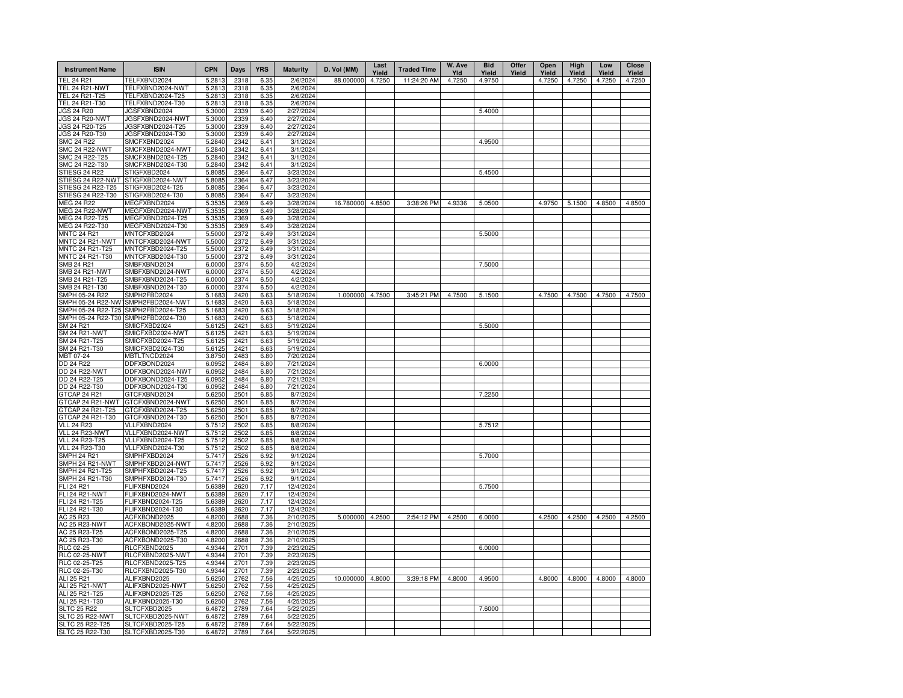| Instrument Name | ISIN | CPN | Days | YRS | Maturity | D. Vol (MM) | Last Yield | Traded Time | W. Ave Yld | Bid Yield | Offer Yield | Open Yield | High Yield | Low Yield | Close Yield |
|---|---|---|---|---|---|---|---|---|---|---|---|---|---|---|---|
| TEL 24 R21 | TELFXBND2024 | 5.2813 | 2318 | 6.35 | 2/6/2024 | 88.000000 | 4.7250 | 11:24:20 AM | 4.7250 | 4.9750 | | 4.7250 | 4.7250 | 4.7250 | 4.7250 |
| TEL 24 R21-NWT | TELFXBND2024-NWT | 5.2813 | 2318 | 6.35 | 2/6/2024 | | | | | | | | | | |
| TEL 24 R21-T25 | TELFXBND2024-T25 | 5.2813 | 2318 | 6.35 | 2/6/2024 | | | | | | | | | | |
| TEL 24 R21-T30 | TELFXBND2024-T30 | 5.2813 | 2318 | 6.35 | 2/6/2024 | | | | | | | | | | |
| JGS 24 R20 | JGSFXBND2024 | 5.3000 | 2339 | 6.40 | 2/27/2024 | | | | | 5.4000 | | | | | |
| JGS 24 R20-NWT | JGSFXBND2024-NWT | 5.3000 | 2339 | 6.40 | 2/27/2024 | | | | | | | | | | |
| JGS 24 R20-T25 | JGSFXBND2024-T25 | 5.3000 | 2339 | 6.40 | 2/27/2024 | | | | | | | | | | |
| JGS 24 R20-T30 | JGSFXBND2024-T30 | 5.3000 | 2339 | 6.40 | 2/27/2024 | | | | | | | | | | |
| SMC 24 R22 | SMCFXBND2024 | 5.2840 | 2342 | 6.41 | 3/1/2024 | | | | | 4.9500 | | | | | |
| SMC 24 R22-NWT | SMCFXBND2024-NWT | 5.2840 | 2342 | 6.41 | 3/1/2024 | | | | | | | | | | |
| SMC 24 R22-T25 | SMCFXBND2024-T25 | 5.2840 | 2342 | 6.41 | 3/1/2024 | | | | | | | | | | |
| SMC 24 R22-T30 | SMCFXBND2024-T30 | 5.2840 | 2342 | 6.41 | 3/1/2024 | | | | | | | | | | |
| STIESG 24 R22 | STIGFXBD2024 | 5.8085 | 2364 | 6.47 | 3/23/2024 | | | | | 5.4500 | | | | | |
| STIESG 24 R22-NWT | STIGFXBD2024-NWT | 5.8085 | 2364 | 6.47 | 3/23/2024 | | | | | | | | | | |
| STIESG 24 R22-T25 | STIGFXBD2024-T25 | 5.8085 | 2364 | 6.47 | 3/23/2024 | | | | | | | | | | |
| STIESG 24 R22-T30 | STIGFXBD2024-T30 | 5.8085 | 2364 | 6.47 | 3/23/2024 | | | | | | | | | | |
| MEG 24 R22 | MEGFXBND2024 | 5.3535 | 2369 | 6.49 | 3/28/2024 | 16.780000 | 4.8500 | 3:38:26 PM | 4.9336 | 5.0500 | | 4.9750 | 5.1500 | 4.8500 | 4.8500 |
| MEG 24 R22-NWT | MEGFXBND2024-NWT | 5.3535 | 2369 | 6.49 | 3/28/2024 | | | | | | | | | | |
| MEG 24 R22-T25 | MEGFXBND2024-T25 | 5.3535 | 2369 | 6.49 | 3/28/2024 | | | | | | | | | | |
| MEG 24 R22-T30 | MEGFXBND2024-T30 | 5.3535 | 2369 | 6.49 | 3/28/2024 | | | | | | | | | | |
| MNTC 24 R21 | MNTCFXBD2024 | 5.5000 | 2372 | 6.49 | 3/31/2024 | | | | | 5.5000 | | | | | |
| MNTC 24 R21-NWT | MNTCFXBD2024-NWT | 5.5000 | 2372 | 6.49 | 3/31/2024 | | | | | | | | | | |
| MNTC 24 R21-T25 | MNTCFXBD2024-T25 | 5.5000 | 2372 | 6.49 | 3/31/2024 | | | | | | | | | | |
| MNTC 24 R21-T30 | MNTCFXBD2024-T30 | 5.5000 | 2372 | 6.49 | 3/31/2024 | | | | | | | | | | |
| SMB 24 R21 | SMBFXBND2024 | 6.0000 | 2374 | 6.50 | 4/2/2024 | | | | | 7.5000 | | | | | |
| SMB 24 R21-NWT | SMBFXBND2024-NWT | 6.0000 | 2374 | 6.50 | 4/2/2024 | | | | | | | | | | |
| SMB 24 R21-T25 | SMBFXBND2024-T25 | 6.0000 | 2374 | 6.50 | 4/2/2024 | | | | | | | | | | |
| SMB 24 R21-T30 | SMBFXBND2024-T30 | 6.0000 | 2374 | 6.50 | 4/2/2024 | | | | | | | | | | |
| SMPH 05-24 R22 | SMPH2FBD2024 | 5.1683 | 2420 | 6.63 | 5/18/2024 | 1.000000 | 4.7500 | 3:45:21 PM | 4.7500 | 5.1500 | | 4.7500 | 4.7500 | 4.7500 | 4.7500 |
| SMPH 05-24 R22-NWT | SMPH2FBD2024-NWT | 5.1683 | 2420 | 6.63 | 5/18/2024 | | | | | | | | | | |
| SMPH 05-24 R22-T25 | SMPH2FBD2024-T25 | 5.1683 | 2420 | 6.63 | 5/18/2024 | | | | | | | | | | |
| SMPH 05-24 R22-T30 | SMPH2FBD2024-T30 | 5.1683 | 2420 | 6.63 | 5/18/2024 | | | | | | | | | | |
| SM 24 R21 | SMICFXBD2024 | 5.6125 | 2421 | 6.63 | 5/19/2024 | | | | | 5.5000 | | | | | |
| SM 24 R21-NWT | SMICFXBD2024-NWT | 5.6125 | 2421 | 6.63 | 5/19/2024 | | | | | | | | | | |
| SM 24 R21-T25 | SMICFXBD2024-T25 | 5.6125 | 2421 | 6.63 | 5/19/2024 | | | | | | | | | | |
| SM 24 R21-T30 | SMICFXBD2024-T30 | 5.6125 | 2421 | 6.63 | 5/19/2024 | | | | | | | | | | |
| MBT 07-24 | MBTLTNCD2024 | 3.8750 | 2483 | 6.80 | 7/20/2024 | | | | | | | | | | |
| DD 24 R22 | DDFXBOND2024 | 6.0952 | 2484 | 6.80 | 7/21/2024 | | | | | 6.0000 | | | | | |
| DD 24 R22-NWT | DDFXBOND2024-NWT | 6.0952 | 2484 | 6.80 | 7/21/2024 | | | | | | | | | | |
| DD 24 R22-T25 | DDFXBOND2024-T25 | 6.0952 | 2484 | 6.80 | 7/21/2024 | | | | | | | | | | |
| DD 24 R22-T30 | DDFXBOND2024-T30 | 6.0952 | 2484 | 6.80 | 7/21/2024 | | | | | | | | | | |
| GTCAP 24 R21 | GTCFXBND2024 | 5.6250 | 2501 | 6.85 | 8/7/2024 | | | | | 7.2250 | | | | | |
| GTCAP 24 R21-NWT | GTCFXBND2024-NWT | 5.6250 | 2501 | 6.85 | 8/7/2024 | | | | | | | | | | |
| GTCAP 24 R21-T25 | GTCFXBND2024-T25 | 5.6250 | 2501 | 6.85 | 8/7/2024 | | | | | | | | | | |
| GTCAP 24 R21-T30 | GTCFXBND2024-T30 | 5.6250 | 2501 | 6.85 | 8/7/2024 | | | | | | | | | | |
| VLL 24 R23 | VLLFXBND2024 | 5.7512 | 2502 | 6.85 | 8/8/2024 | | | | | 5.7512 | | | | | |
| VLL 24 R23-NWT | VLLFXBND2024-NWT | 5.7512 | 2502 | 6.85 | 8/8/2024 | | | | | | | | | | |
| VLL 24 R23-T25 | VLLFXBND2024-T25 | 5.7512 | 2502 | 6.85 | 8/8/2024 | | | | | | | | | | |
| VLL 24 R23-T30 | VLLFXBND2024-T30 | 5.7512 | 2502 | 6.85 | 8/8/2024 | | | | | | | | | | |
| SMPH 24 R21 | SMPHFXBD2024 | 5.7417 | 2526 | 6.92 | 9/1/2024 | | | | | 5.7000 | | | | | |
| SMPH 24 R21-NWT | SMPHFXBD2024-NWT | 5.7417 | 2526 | 6.92 | 9/1/2024 | | | | | | | | | | |
| SMPH 24 R21-T25 | SMPHFXBD2024-T25 | 5.7417 | 2526 | 6.92 | 9/1/2024 | | | | | | | | | | |
| SMPH 24 R21-T30 | SMPHFXBD2024-T30 | 5.7417 | 2526 | 6.92 | 9/1/2024 | | | | | | | | | | |
| FLI 24 R21 | FLIFXBND2024 | 5.6389 | 2620 | 7.17 | 12/4/2024 | | | | | 5.7500 | | | | | |
| FLI 24 R21-NWT | FLIFXBND2024-NWT | 5.6389 | 2620 | 7.17 | 12/4/2024 | | | | | | | | | | |
| FLI 24 R21-T25 | FLIFXBND2024-T25 | 5.6389 | 2620 | 7.17 | 12/4/2024 | | | | | | | | | | |
| FLI 24 R21-T30 | FLIFXBND2024-T30 | 5.6389 | 2620 | 7.17 | 12/4/2024 | | | | | | | | | | |
| AC 25 R23 | ACFXBOND2025 | 4.8200 | 2688 | 7.36 | 2/10/2025 | 5.000000 | 4.2500 | 2:54:12 PM | 4.2500 | 6.0000 | | 4.2500 | 4.2500 | 4.2500 | 4.2500 |
| AC 25 R23-NWT | ACFXBOND2025-NWT | 4.8200 | 2688 | 7.36 | 2/10/2025 | | | | | | | | | | |
| AC 25 R23-T25 | ACFXBOND2025-T25 | 4.8200 | 2688 | 7.36 | 2/10/2025 | | | | | | | | | | |
| AC 25 R23-T30 | ACFXBOND2025-T30 | 4.8200 | 2688 | 7.36 | 2/10/2025 | | | | | | | | | | |
| RLC 02-25 | RLCFXBND2025 | 4.9344 | 2701 | 7.39 | 2/23/2025 | | | | | 6.0000 | | | | | |
| RLC 02-25-NWT | RLCFXBND2025-NWT | 4.9344 | 2701 | 7.39 | 2/23/2025 | | | | | | | | | | |
| RLC 02-25-T25 | RLCFXBND2025-T25 | 4.9344 | 2701 | 7.39 | 2/23/2025 | | | | | | | | | | |
| RLC 02-25-T30 | RLCFXBND2025-T30 | 4.9344 | 2701 | 7.39 | 2/23/2025 | | | | | | | | | | |
| ALI 25 R21 | ALIFXBND2025 | 5.6250 | 2762 | 7.56 | 4/25/2025 | 10.000000 | 4.8000 | 3:39:18 PM | 4.8000 | 4.9500 | | 4.8000 | 4.8000 | 4.8000 | 4.8000 |
| ALI 25 R21-NWT | ALIFXBND2025-NWT | 5.6250 | 2762 | 7.56 | 4/25/2025 | | | | | | | | | | |
| ALI 25 R21-T25 | ALIFXBND2025-T25 | 5.6250 | 2762 | 7.56 | 4/25/2025 | | | | | | | | | | |
| ALI 25 R21-T30 | ALIFXBND2025-T30 | 5.6250 | 2762 | 7.56 | 4/25/2025 | | | | | | | | | | |
| SLTC 25 R22 | SLTCFXBD2025 | 6.4872 | 2789 | 7.64 | 5/22/2025 | | | | | 7.6000 | | | | | |
| SLTC 25 R22-NWT | SLTCFXBD2025-NWT | 6.4872 | 2789 | 7.64 | 5/22/2025 | | | | | | | | | | |
| SLTC 25 R22-T25 | SLTCFXBD2025-T25 | 6.4872 | 2789 | 7.64 | 5/22/2025 | | | | | | | | | | |
| SLTC 25 R22-T30 | SLTCFXBD2025-T30 | 6.4872 | 2789 | 7.64 | 5/22/2025 | | | | | | | | | | |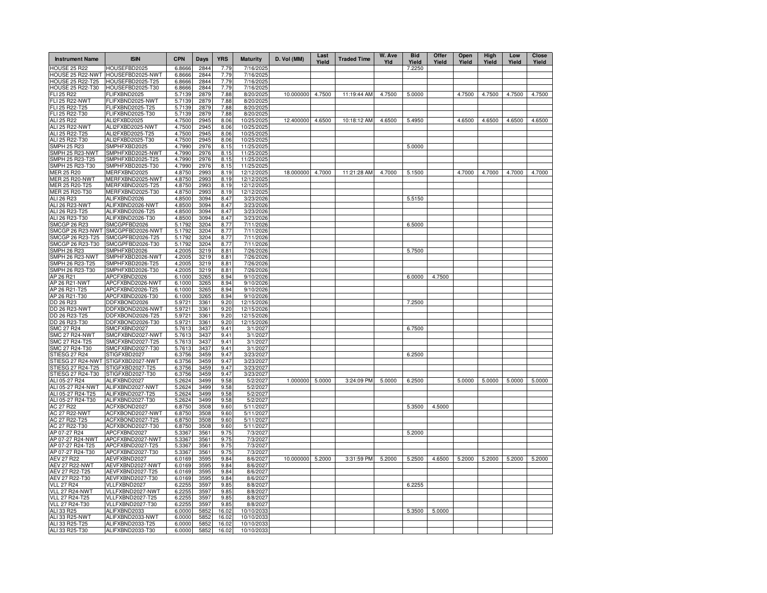| Instrument Name | ISIN | CPN | Days | YRS | Maturity | D. Vol (MM) | Last Yield | Traded Time | W. Ave Yld | Bid Yield | Offer Yield | Open Yield | High Yield | Low Yield | Close Yield |
|---|---|---|---|---|---|---|---|---|---|---|---|---|---|---|---|
| HOUSE 25 R22 | HOUSEFBD2025 | 6.8666 | 2844 | 7.79 | 7/16/2025 | | | | | 7.2250 | | | | | |
| HOUSE 25 R22-NWT | HOUSEFBD2025-NWT | 6.8666 | 2844 | 7.79 | 7/16/2025 | | | | | | | | | | |
| HOUSE 25 R22-T25 | HOUSEFBD2025-T25 | 6.8666 | 2844 | 7.79 | 7/16/2025 | | | | | | | | | | |
| HOUSE 25 R22-T30 | HOUSEFBD2025-T30 | 6.8666 | 2844 | 7.79 | 7/16/2025 | | | | | | | | | | |
| FLI 25 R22 | FLIFXBND2025 | 5.7139 | 2879 | 7.88 | 8/20/2025 | 10.000000 | 4.7500 | 11:19:44 AM | 4.7500 | 5.0000 | | 4.7500 | 4.7500 | 4.7500 | 4.7500 |
| FLI 25 R22-NWT | FLIFXBND2025-NWT | 5.7139 | 2879 | 7.88 | 8/20/2025 | | | | | | | | | | |
| FLI 25 R22-T25 | FLIFXBND2025-T25 | 5.7139 | 2879 | 7.88 | 8/20/2025 | | | | | | | | | | |
| FLI 25 R22-T30 | FLIFXBND2025-T30 | 5.7139 | 2879 | 7.88 | 8/20/2025 | | | | | | | | | | |
| ALI 25 R22 | ALI2FXBD2025 | 4.7500 | 2945 | 8.06 | 10/25/2025 | 12.400000 | 4.6500 | 10:18:12 AM | 4.6500 | 5.4950 | | 4.6500 | 4.6500 | 4.6500 | 4.6500 |
| ALI 25 R22-NWT | ALI2FXBD2025-NWT | 4.7500 | 2945 | 8.06 | 10/25/2025 | | | | | | | | | | |
| ALI 25 R22-T25 | ALI2FXBD2025-T25 | 4.7500 | 2945 | 8.06 | 10/25/2025 | | | | | | | | | | |
| ALI 25 R22-T30 | ALI2FXBD2025-T30 | 4.7500 | 2945 | 8.06 | 10/25/2025 | | | | | | | | | | |
| SMPH 25 R23 | SMPHFXBD2025 | 4.7990 | 2976 | 8.15 | 11/25/2025 | | | | | 5.0000 | | | | | |
| SMPH 25 R23-NWT | SMPHFXBD2025-NWT | 4.7990 | 2976 | 8.15 | 11/25/2025 | | | | | | | | | | |
| SMPH 25 R23-T25 | SMPHFXBD2025-T25 | 4.7990 | 2976 | 8.15 | 11/25/2025 | | | | | | | | | | |
| SMPH 25 R23-T30 | SMPHFXBD2025-T30 | 4.7990 | 2976 | 8.15 | 11/25/2025 | | | | | | | | | | |
| MER 25 R20 | MERFXBND2025 | 4.8750 | 2993 | 8.19 | 12/12/2025 | 18.000000 | 4.7000 | 11:21:28 AM | 4.7000 | 5.1500 | | 4.7000 | 4.7000 | 4.7000 | 4.7000 |
| MER 25 R20-NWT | MERFXBND2025-NWT | 4.8750 | 2993 | 8.19 | 12/12/2025 | | | | | | | | | | |
| MER 25 R20-T25 | MERFXBND2025-T25 | 4.8750 | 2993 | 8.19 | 12/12/2025 | | | | | | | | | | |
| MER 25 R20-T30 | MERFXBND2025-T30 | 4.8750 | 2993 | 8.19 | 12/12/2025 | | | | | | | | | | |
| ALI 26 R23 | ALIFXBND2026 | 4.8500 | 3094 | 8.47 | 3/23/2026 | | | | | 5.5150 | | | | | |
| ALI 26 R23-NWT | ALIFXBND2026-NWT | 4.8500 | 3094 | 8.47 | 3/23/2026 | | | | | | | | | | |
| ALI 26 R23-T25 | ALIFXBND2026-T25 | 4.8500 | 3094 | 8.47 | 3/23/2026 | | | | | | | | | | |
| ALI 26 R23-T30 | ALIFXBND2026-T30 | 4.8500 | 3094 | 8.47 | 3/23/2026 | | | | | | | | | | |
| SMCGP 26 R23 | SMCGPFBD2026 | 5.1792 | 3204 | 8.77 | 7/11/2026 | | | | | 6.5000 | | | | | |
| SMCGP 26 R23-NWT | SMCGPFBD2026-NWT | 5.1792 | 3204 | 8.77 | 7/11/2026 | | | | | | | | | | |
| SMCGP 26 R23-T25 | SMCGPFBD2026-T25 | 5.1792 | 3204 | 8.77 | 7/11/2026 | | | | | | | | | | |
| SMCGP 26 R23-T30 | SMCGPFBD2026-T30 | 5.1792 | 3204 | 8.77 | 7/11/2026 | | | | | | | | | | |
| SMPH 26 R23 | SMPHFXBD2026 | 4.2005 | 3219 | 8.81 | 7/26/2026 | | | | | 5.7500 | | | | | |
| SMPH 26 R23-NWT | SMPHFXBD2026-NWT | 4.2005 | 3219 | 8.81 | 7/26/2026 | | | | | | | | | | |
| SMPH 26 R23-T25 | SMPHFXBD2026-T25 | 4.2005 | 3219 | 8.81 | 7/26/2026 | | | | | | | | | | |
| SMPH 26 R23-T30 | SMPHFXBD2026-T30 | 4.2005 | 3219 | 8.81 | 7/26/2026 | | | | | | | | | | |
| AP 26 R21 | APCFXBND2026 | 6.1000 | 3265 | 8.94 | 9/10/2026 | | | | | 6.0000 | 4.7500 | | | | |
| AP 26 R21-NWT | APCFXBND2026-NWT | 6.1000 | 3265 | 8.94 | 9/10/2026 | | | | | | | | | | |
| AP 26 R21-T25 | APCFXBND2026-T25 | 6.1000 | 3265 | 8.94 | 9/10/2026 | | | | | | | | | | |
| AP 26 R21-T30 | APCFXBND2026-T30 | 6.1000 | 3265 | 8.94 | 9/10/2026 | | | | | | | | | | |
| DD 26 R23 | DDFXBOND2026 | 5.9721 | 3361 | 9.20 | 12/15/2026 | | | | | 7.2500 | | | | | |
| DD 26 R23-NWT | DDFXBOND2026-NWT | 5.9721 | 3361 | 9.20 | 12/15/2026 | | | | | | | | | | |
| DD 26 R23-T25 | DDFXBOND2026-T25 | 5.9721 | 3361 | 9.20 | 12/15/2026 | | | | | | | | | | |
| DD 26 R23-T30 | DDFXBOND2026-T30 | 5.9721 | 3361 | 9.20 | 12/15/2026 | | | | | | | | | | |
| SMC 27 R24 | SMCFXBND2027 | 5.7613 | 3437 | 9.41 | 3/1/2027 | | | | | 6.7500 | | | | | |
| SMC 27 R24-NWT | SMCFXBND2027-NWT | 5.7613 | 3437 | 9.41 | 3/1/2027 | | | | | | | | | | |
| SMC 27 R24-T25 | SMCFXBND2027-T25 | 5.7613 | 3437 | 9.41 | 3/1/2027 | | | | | | | | | | |
| SMC 27 R24-T30 | SMCFXBND2027-T30 | 5.7613 | 3437 | 9.41 | 3/1/2027 | | | | | | | | | | |
| STIESG 27 R24 | STIGFXBD2027 | 6.3756 | 3459 | 9.47 | 3/23/2027 | | | | | 6.2500 | | | | | |
| STIESG 27 R24-NWT | STIGFXBD2027-NWT | 6.3756 | 3459 | 9.47 | 3/23/2027 | | | | | | | | | | |
| STIESG 27 R24-T25 | STIGFXBD2027-T25 | 6.3756 | 3459 | 9.47 | 3/23/2027 | | | | | | | | | | |
| STIESG 27 R24-T30 | STIGFXBD2027-T30 | 6.3756 | 3459 | 9.47 | 3/23/2027 | | | | | | | | | | |
| ALI 05-27 R24 | ALIFXBND2027 | 5.2624 | 3499 | 9.58 | 5/2/2027 | 1.000000 | 5.0000 | 3:24:09 PM | 5.0000 | 6.2500 | | 5.0000 | 5.0000 | 5.0000 | 5.0000 |
| ALI 05-27 R24-NWT | ALIFXBND2027-NWT | 5.2624 | 3499 | 9.58 | 5/2/2027 | | | | | | | | | | |
| ALI 05-27 R24-T25 | ALIFXBND2027-T25 | 5.2624 | 3499 | 9.58 | 5/2/2027 | | | | | | | | | | |
| ALI 05-27 R24-T30 | ALIFXBND2027-T30 | 5.2624 | 3499 | 9.58 | 5/2/2027 | | | | | | | | | | |
| AC 27 R22 | ACFXBOND2027 | 6.8750 | 3508 | 9.60 | 5/11/2027 | | | | | 5.3500 | 4.5000 | | | | |
| AC 27 R22-NWT | ACFXBOND2027-NWT | 6.8750 | 3508 | 9.60 | 5/11/2027 | | | | | | | | | | |
| AC 27 R22-T25 | ACFXBOND2027-T25 | 6.8750 | 3508 | 9.60 | 5/11/2027 | | | | | | | | | | |
| AC 27 R22-T30 | ACFXBOND2027-T30 | 6.8750 | 3508 | 9.60 | 5/11/2027 | | | | | | | | | | |
| AP 07-27 R24 | APCFXBND2027 | 5.3367 | 3561 | 9.75 | 7/3/2027 | | | | | 5.2000 | | | | | |
| AP 07-27 R24-NWT | APCFXBND2027-NWT | 5.3367 | 3561 | 9.75 | 7/3/2027 | | | | | | | | | | |
| AP 07-27 R24-T25 | APCFXBND2027-T25 | 5.3367 | 3561 | 9.75 | 7/3/2027 | | | | | | | | | | |
| AP 07-27 R24-T30 | APCFXBND2027-T30 | 5.3367 | 3561 | 9.75 | 7/3/2027 | | | | | | | | | | |
| AEV 27 R22 | AEVFXBND2027 | 6.0169 | 3595 | 9.84 | 8/6/2027 | 10.000000 | 5.2000 | 3:31:59 PM | 5.2000 | 5.2500 | 4.6500 | 5.2000 | 5.2000 | 5.2000 | 5.2000 |
| AEV 27 R22-NWT | AEVFXBND2027-NWT | 6.0169 | 3595 | 9.84 | 8/6/2027 | | | | | | | | | | |
| AEV 27 R22-T25 | AEVFXBND2027-T25 | 6.0169 | 3595 | 9.84 | 8/6/2027 | | | | | | | | | | |
| AEV 27 R22-T30 | AEVFXBND2027-T30 | 6.0169 | 3595 | 9.84 | 8/6/2027 | | | | | | | | | | |
| VLL 27 R24 | VLLFXBND2027 | 6.2255 | 3597 | 9.85 | 8/8/2027 | | | | | 6.2255 | | | | | |
| VLL 27 R24-NWT | VLLFXBND2027-NWT | 6.2255 | 3597 | 9.85 | 8/8/2027 | | | | | | | | | | |
| VLL 27 R24-T25 | VLLFXBND2027-T25 | 6.2255 | 3597 | 9.85 | 8/8/2027 | | | | | | | | | | |
| VLL 27 R24-T30 | VLLFXBND2027-T30 | 6.2255 | 3597 | 9.85 | 8/8/2027 | | | | | | | | | | |
| ALI 33 R25 | ALIFXBND2033 | 6.0000 | 5852 | 16.02 | 10/10/2033 | | | | | 5.3500 | 5.0000 | | | | |
| ALI 33 R25-NWT | ALIFXBND2033-NWT | 6.0000 | 5852 | 16.02 | 10/10/2033 | | | | | | | | | | |
| ALI 33 R25-T25 | ALIFXBND2033-T25 | 6.0000 | 5852 | 16.02 | 10/10/2033 | | | | | | | | | | |
| ALI 33 R25-T30 | ALIFXBND2033-T30 | 6.0000 | 5852 | 16.02 | 10/10/2033 | | | | | | | | | | |